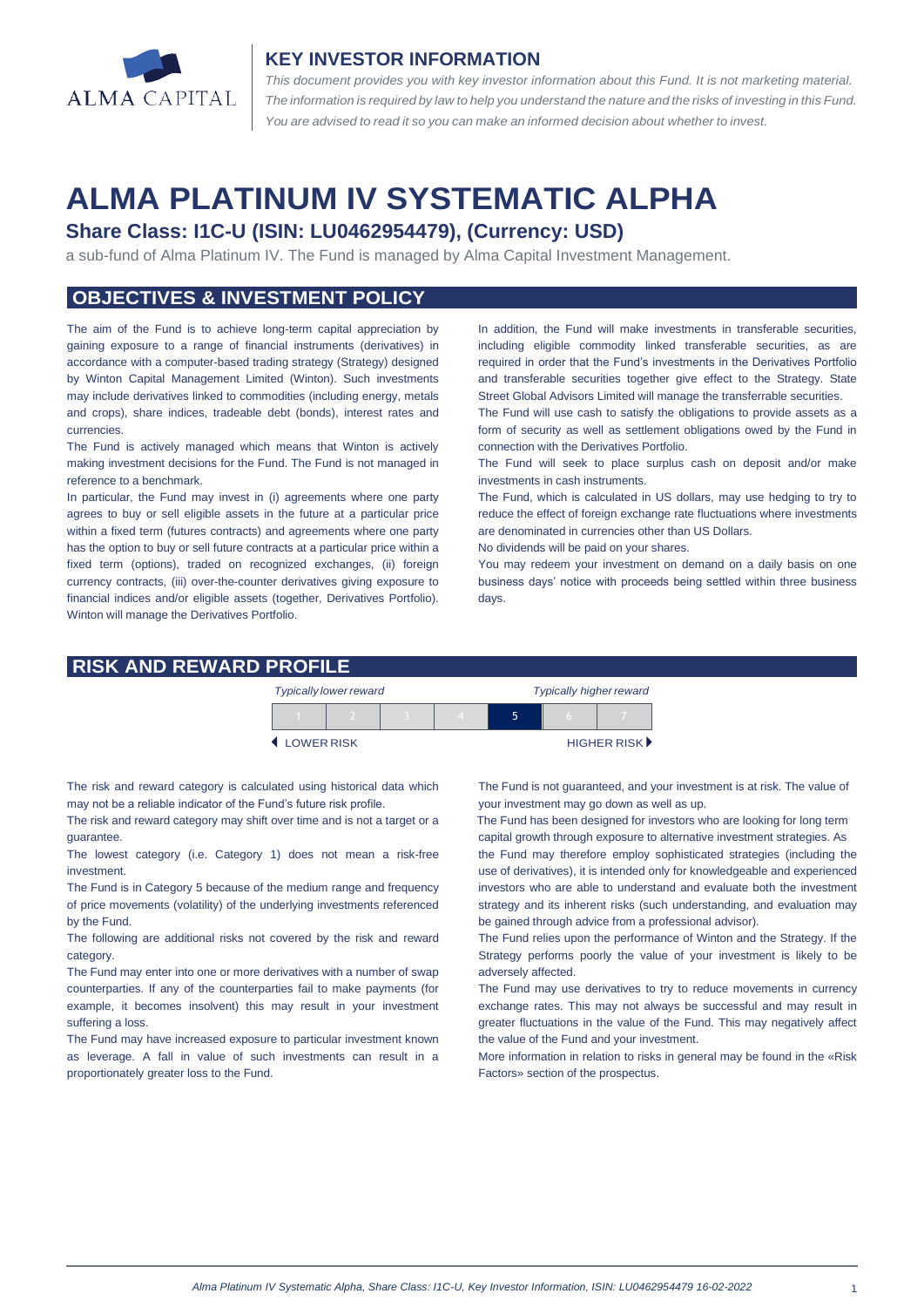ALMA CAPITAL

## KEY INVESTOR INFORMATION

*This document provides you with key investor information about this Fund. It is not marketing material. The information is required by law to help you understand the nature and the risks of investing in this Fund. You are advised to read it so you can make an informed decision about whether to invest.*

# ALMA PLATINUM IV SYSTEMATIC ALPHA

### Share Class: I1C-U (ISIN: LU0462954479), (Currency: USD)

a sub-fund of Alma Platinum IV. The Fund is managed by Alma Capital Investment Management.

## OBJECTIVES & INVESTMENT POLICY

The aim of the Fund is to achieve long-term capital appreciation by gaining exposure to a range of financial instruments (derivatives) in accordance with a computer-based trading strategy (Strategy) designed by Winton Capital Management Limited (Winton). Such investments may include derivatives linked to commodities (including energy, metals and crops), share indices, tradeable debt (bonds), interest rates and currencies.

The Fund is actively managed which means that Winton is actively making investment decisions for the Fund. The Fund is not managed in reference to a benchmark.

In particular, the Fund may invest in (i) agreements where one party agrees to buy or sell eligible assets in the future at a particular price within a fixed term (futures contracts) and agreements where one party has the option to buy or sell future contracts at a particular price within a fixed term (options), traded on recognized exchanges, (ii) foreign currency contracts, (iii) over-the-counter derivatives giving exposure to financial indices and/or eligible assets (together, Derivatives Portfolio). Winton will manage the Derivatives Portfolio.

In addition, the Fund will make investments in transferable securities, including eligible commodity linked transferable securities, as are required in order that the Fund's investments in the Derivatives Portfolio and transferable securities together give effect to the Strategy. State Street Global Advisors Limited will manage the transferable securities.

The Fund will use cash to satisfy the obligations to provide assets as a form of security as well as settlement obligations owed by the Fund in connection with the Derivatives Portfolio.

The Fund will seek to place surplus cash on deposit and/or make investments in cash instruments.

The Fund, which is calculated in US dollars, may use hedging to try to reduce the effect of foreign exchange rate fluctuations where investments are denominated in currencies other than US Dollars.

No dividends will be paid on your shares.

You may redeem your investment on demand on a daily basis on one business days' notice with proceeds being settled within three business days.

## RISK AND REWARD PROFILE

| *Typically lower reward* | | | | | | *Typically higher reward* |
|---|---|---|---|---|---|---|
| 1 | 2 | 3 | 4 | **5** | 6 | 7 |
| ◄ LOWER RISK | | | | | | HIGHER RISK ► |

The risk and reward category is calculated using historical data which may not be a reliable indicator of the Fund's future risk profile.

The risk and reward category may shift over time and is not a target or a guarantee.

The lowest category (i.e. Category 1) does not mean a risk-free investment.

The Fund is in Category 5 because of the medium range and frequency of price movements (volatility) of the underlying investments referenced by the Fund.

The following are additional risks not covered by the risk and reward category.

The Fund may enter into one or more derivatives with a number of swap counterparties. If any of the counterparties fail to make payments (for example, it becomes insolvent) this may result in your investment suffering a loss.

The Fund may have increased exposure to particular investment known as leverage. A fall in value of such investments can result in a proportionately greater loss to the Fund.

The Fund is not guaranteed, and your investment is at risk. The value of your investment may go down as well as up.

The Fund has been designed for investors who are looking for long term capital growth through exposure to alternative investment strategies. As the Fund may therefore employ sophisticated strategies (including the use of derivatives), it is intended only for knowledgeable and experienced investors who are able to understand and evaluate both the investment strategy and its inherent risks (such understanding, and evaluation may be gained through advice from a professional advisor).

The Fund relies upon the performance of Winton and the Strategy. If the Strategy performs poorly the value of your investment is likely to be adversely affected.

The Fund may use derivatives to try to reduce movements in currency exchange rates. This may not always be successful and may result in greater fluctuations in the value of the Fund. This may negatively affect the value of the Fund and your investment.

More information in relation to risks in general may be found in the «Risk Factors» section of the prospectus.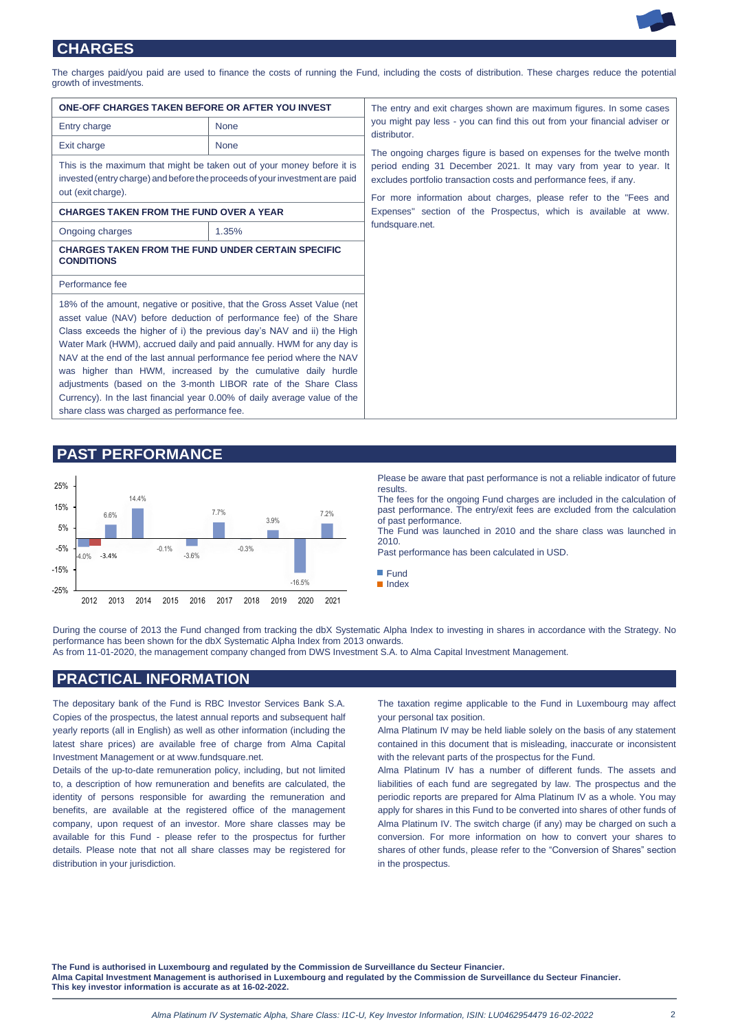## CHARGES

The charges paid/you paid are used to finance the costs of running the Fund, including the costs of distribution. These charges reduce the potential growth of investments.

| ONE-OFF CHARGES TAKEN BEFORE OR AFTER YOU INVEST | |
|---|---|
| Entry charge | None |
| Exit charge | None |
| This is the maximum that might be taken out of your money before it is invested (entry charge) and before the proceeds of your investment are paid out (exit charge). | |
| **CHARGES TAKEN FROM THE FUND OVER A YEAR** | |
| Ongoing charges | 1.35% |
| **CHARGES TAKEN FROM THE FUND UNDER CERTAIN SPECIFIC CONDITIONS** | |
| Performance fee | |
| 18% of the amount, negative or positive, that the Gross Asset Value (net asset value (NAV) before deduction of performance fee) of the Share Class exceeds the higher of i) the previous day's NAV and ii) the High Water Mark (HWM), accrued daily and paid annually. HWM for any day is NAV at the end of the last annual performance fee period where the NAV was higher than HWM, increased by the cumulative daily hurdle adjustments (based on the 3-month LIBOR rate of the Share Class Currency). In the last financial year 0.00% of daily average value of the share class was charged as performance fee. | |

The entry and exit charges shown are maximum figures. In some cases you might pay less - you can find this out from your financial adviser or distributor.

The ongoing charges figure is based on expenses for the twelve month period ending 31 December 2021. It may vary from year to year. It excludes portfolio transaction costs and performance fees, if any.

For more information about charges, please refer to the "Fees and Expenses" section of the Prospectus, which is available at www.fundsquare.net.

## PAST PERFORMANCE

25%
15%
5%
-5%
-15%
-25%

-4.0% -3.4%
6.6%
14.4%
-0.1%
-3.6%
7.7%
-0.3%
3.9%
-16.5%
7.2%

2012 2013 2014 2015 2016 2017 2018 2019 2020 2021

Fund
Index

Please be aware that past performance is not a reliable indicator of future results.
The fees for the ongoing Fund charges are included in the calculation of past performance. The entry/exit fees are excluded from the calculation of past performance.
The Fund was launched in 2010 and the share class was launched in 2010.
Past performance has been calculated in USD.

During the course of 2013 the Fund changed from tracking the dbX Systematic Alpha Index to investing in shares in accordance with the Strategy. No performance has been shown for the dbX Systematic Alpha Index from 2013 onwards.
As from 11-01-2020, the management company changed from DWS Investment S.A. to Alma Capital Investment Management.

## PRACTICAL INFORMATION

The depositary bank of the Fund is RBC Investor Services Bank S.A. Copies of the prospectus, the latest annual reports and subsequent half yearly reports (all in English) as well as other information (including the latest share prices) are available free of charge from Alma Capital Investment Management or at www.fundsquare.net.

Details of the up-to-date remuneration policy, including, but not limited to, a description of how remuneration and benefits are calculated, the identity of persons responsible for awarding the remuneration and benefits, are available at the registered office of the management company, upon request of an investor. More share classes may be available for this Fund - please refer to the prospectus for further details. Please note that not all share classes may be registered for distribution in your jurisdiction.

The taxation regime applicable to the Fund in Luxembourg may affect your personal tax position.

Alma Platinum IV may be held liable solely on the basis of any statement contained in this document that is misleading, inaccurate or inconsistent with the relevant parts of the prospectus for the Fund.

Alma Platinum IV has a number of different funds. The assets and liabilities of each fund are segregated by law. The prospectus and the periodic reports are prepared for Alma Platinum IV as a whole. You may apply for shares in this Fund to be converted into shares of other funds of Alma Platinum IV. The switch charge (if any) may be charged on such a conversion. For more information on how to convert your shares to shares of other funds, please refer to the "Conversion of Shares" section in the prospectus.

**The Fund is authorised in Luxembourg and regulated by the Commission de Surveillance du Secteur Financier.**
**Alma Capital Investment Management is authorised in Luxembourg and regulated by the Commission de Surveillance du Secteur Financier.**
**This key investor information is accurate as at 16-02-2022.**